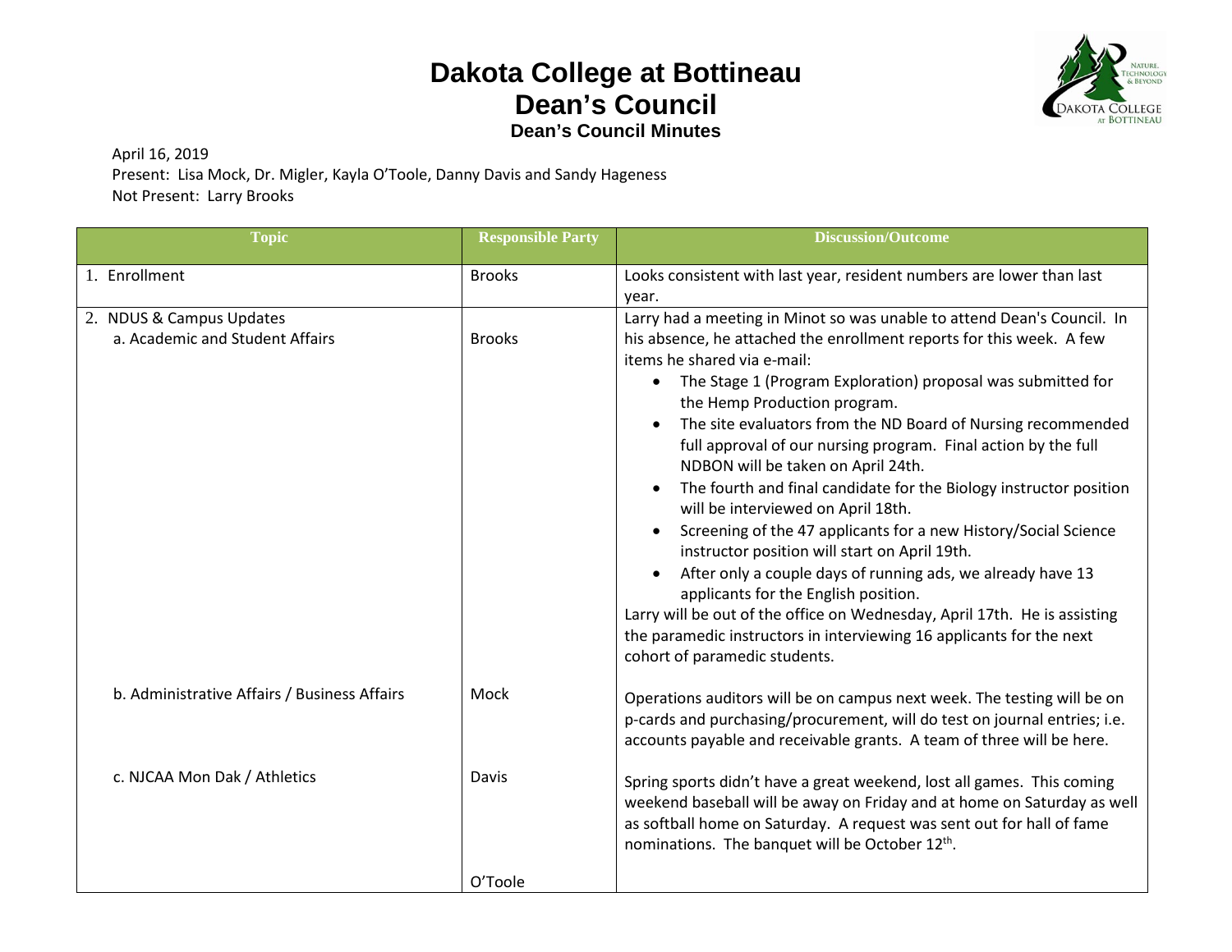# Dakota College at Bottineau
## Dean's Council
### Dean's Council Minutes

April 16, 2019
Present: Lisa Mock, Dr. Migler, Kayla O'Toole, Danny Davis and Sandy Hageness
Not Present: Larry Brooks

| Topic | Responsible Party | Discussion/Outcome |
|---|---|---|
| 1. Enrollment | Brooks | Looks consistent with last year, resident numbers are lower than last year. |
| 2. NDUS & Campus Updates<br>a. Academic and Student Affairs | Brooks | Larry had a meeting in Minot so was unable to attend Dean's Council. In his absence, he attached the enrollment reports for this week. A few items he shared via e-mail:<br>• The Stage 1 (Program Exploration) proposal was submitted for the Hemp Production program.<br>• The site evaluators from the ND Board of Nursing recommended full approval of our nursing program. Final action by the full NDBON will be taken on April 24th.<br>• The fourth and final candidate for the Biology instructor position will be interviewed on April 18th.<br>• Screening of the 47 applicants for a new History/Social Science instructor position will start on April 19th.<br>• After only a couple days of running ads, we already have 13 applicants for the English position.<br>Larry will be out of the office on Wednesday, April 17th. He is assisting the paramedic instructors in interviewing 16 applicants for the next cohort of paramedic students. |
| b. Administrative Affairs / Business Affairs | Mock | Operations auditors will be on campus next week. The testing will be on p-cards and purchasing/procurement, will do test on journal entries; i.e. accounts payable and receivable grants. A team of three will be here. |
| c. NJCAA Mon Dak / Athletics | Davis | Spring sports didn't have a great weekend, lost all games. This coming weekend baseball will be away on Friday and at home on Saturday as well as softball home on Saturday. A request was sent out for hall of fame nominations. The banquet will be October 12th. |
| | O'Toole | |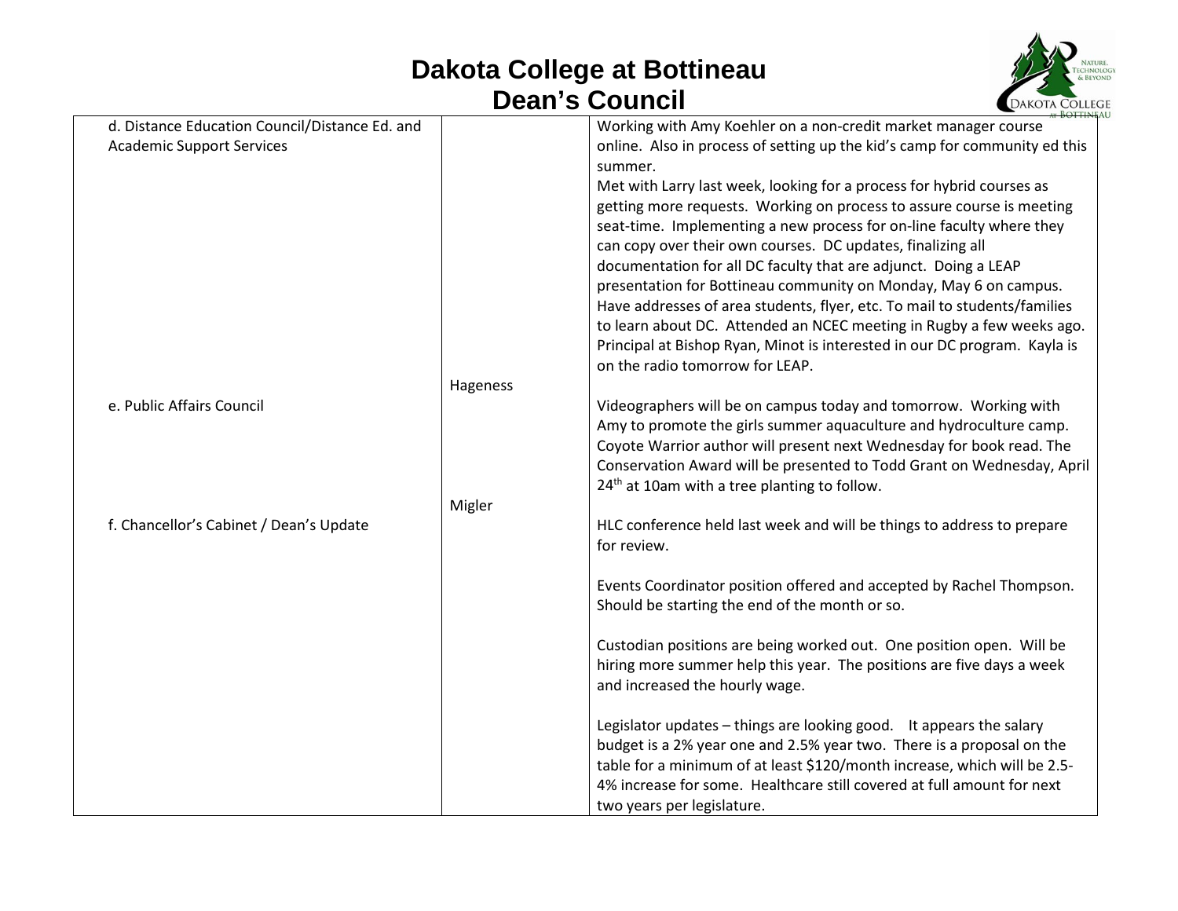| | | |
|---|---|---|
| d. Distance Education Council/Distance Ed. and Academic Support Services | | Working with Amy Koehler on a non-credit market manager course online. Also in process of setting up the kid's camp for community ed this summer.<br>Met with Larry last week, looking for a process for hybrid courses as getting more requests. Working on process to assure course is meeting seat-time. Implementing a new process for on-line faculty where they can copy over their own courses. DC updates, finalizing all documentation for all DC faculty that are adjunct. Doing a LEAP presentation for Bottineau community on Monday, May 6 on campus. Have addresses of area students, flyer, etc. To mail to students/families to learn about DC. Attended an NCEC meeting in Rugby a few weeks ago. Principal at Bishop Ryan, Minot is interested in our DC program. Kayla is on the radio tomorrow for LEAP. |
| e. Public Affairs Council | Hageness | Videographers will be on campus today and tomorrow. Working with Amy to promote the girls summer aquaculture and hydroculture camp. Coyote Warrior author will present next Wednesday for book read. The Conservation Award will be presented to Todd Grant on Wednesday, April 24th at 10am with a tree planting to follow. |
| f. Chancellor's Cabinet / Dean's Update | Migler | HLC conference held last week and will be things to address to prepare for review.<br><br>Events Coordinator position offered and accepted by Rachel Thompson. Should be starting the end of the month or so.<br><br>Custodian positions are being worked out. One position open. Will be hiring more summer help this year. The positions are five days a week and increased the hourly wage.<br><br>Legislator updates – things are looking good. It appears the salary budget is a 2% year one and 2.5% year two. There is a proposal on the table for a minimum of at least $120/month increase, which will be 2.5-4% increase for some. Healthcare still covered at full amount for next two years per legislature. |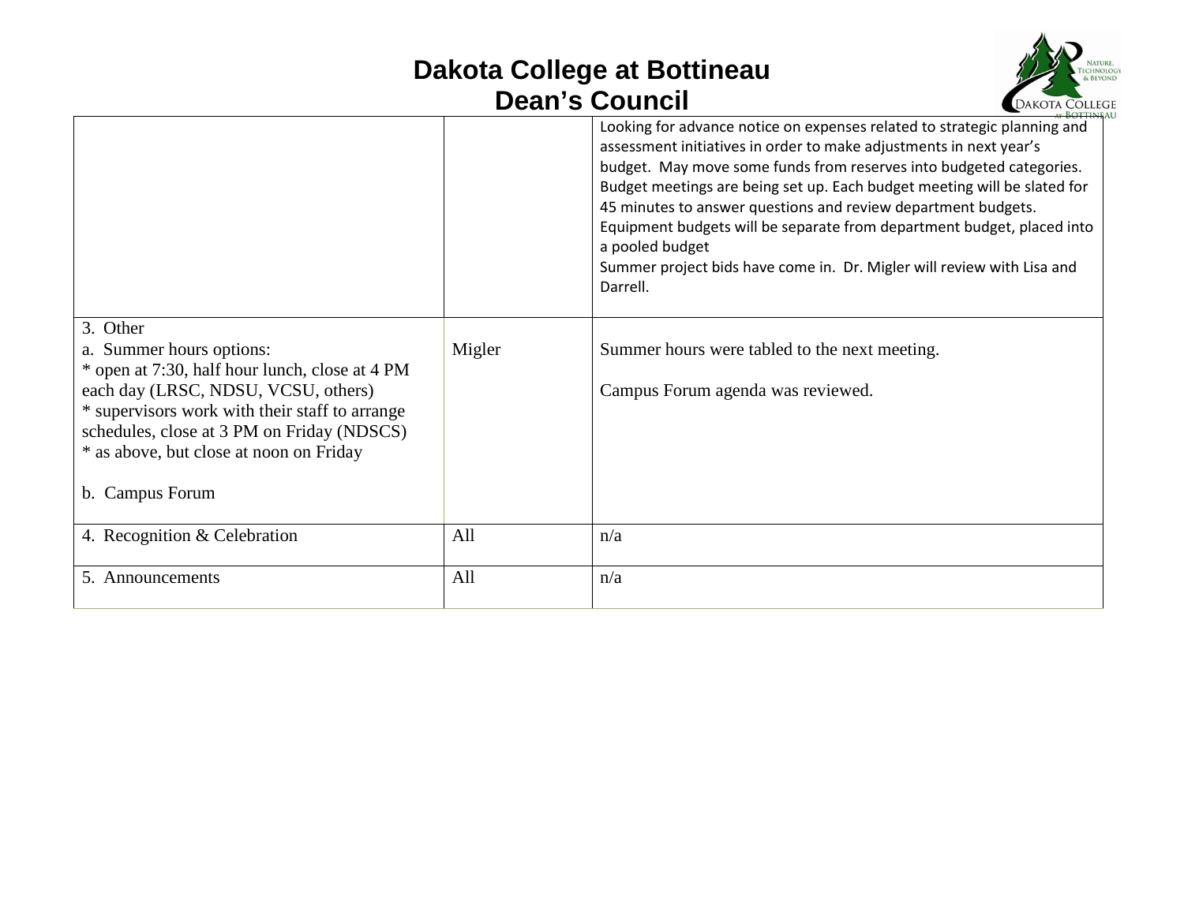# Dakota College at Bottineau
## Dean's Council

| | | |
|---|---|---|
| | | Looking for advance notice on expenses related to strategic planning and assessment initiatives in order to make adjustments in next year's budget. May move some funds from reserves into budgeted categories. Budget meetings are being set up. Each budget meeting will be slated for 45 minutes to answer questions and review department budgets. Equipment budgets will be separate from department budget, placed into a pooled budget<br>Summer project bids have come in. Dr. Migler will review with Lisa and Darrell. |
| 3. Other<br>a. Summer hours options:<br>* open at 7:30, half hour lunch, close at 4 PM each day (LRSC, NDSU, VCSU, others)<br>* supervisors work with their staff to arrange schedules, close at 3 PM on Friday (NDSCS)<br>* as above, but close at noon on Friday<br><br>b. Campus Forum | Migler | Summer hours were tabled to the next meeting.<br><br>Campus Forum agenda was reviewed. |
| 4. Recognition & Celebration | All | n/a |
| 5. Announcements | All | n/a |